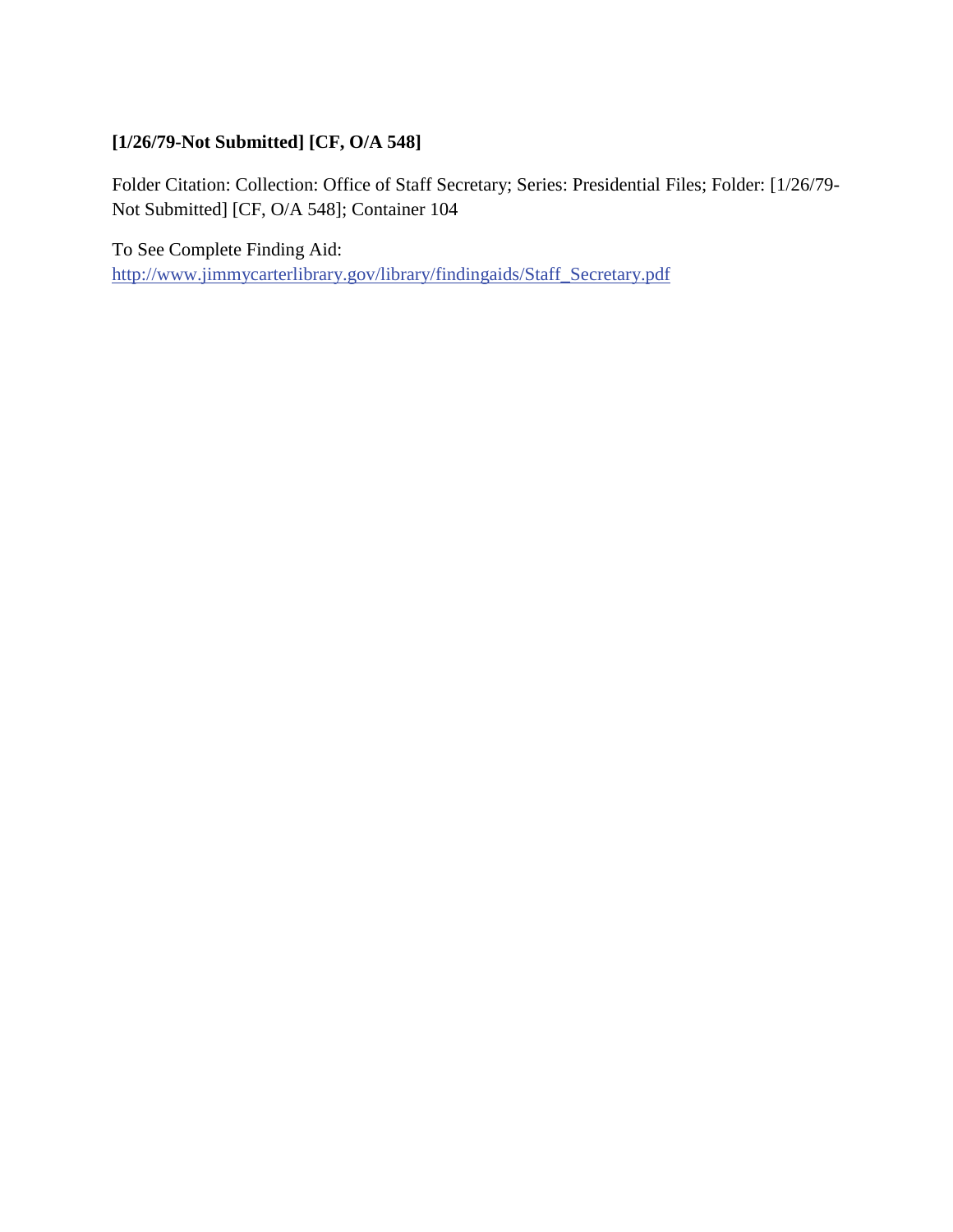**[1/26/79-Not Submitted] [CF, O/A 548]**

Folder Citation: Collection: Office of Staff Secretary; Series: Presidential Files; Folder: [1/26/79-Not Submitted] [CF, O/A 548]; Container 104

To See Complete Finding Aid:
[http://www.jimmycarterlibrary.gov/library/findingaids/Staff_Secretary.pdf](http://www.jimmycarterlibrary.gov/library/findingaids/Staff_Secretary.pdf)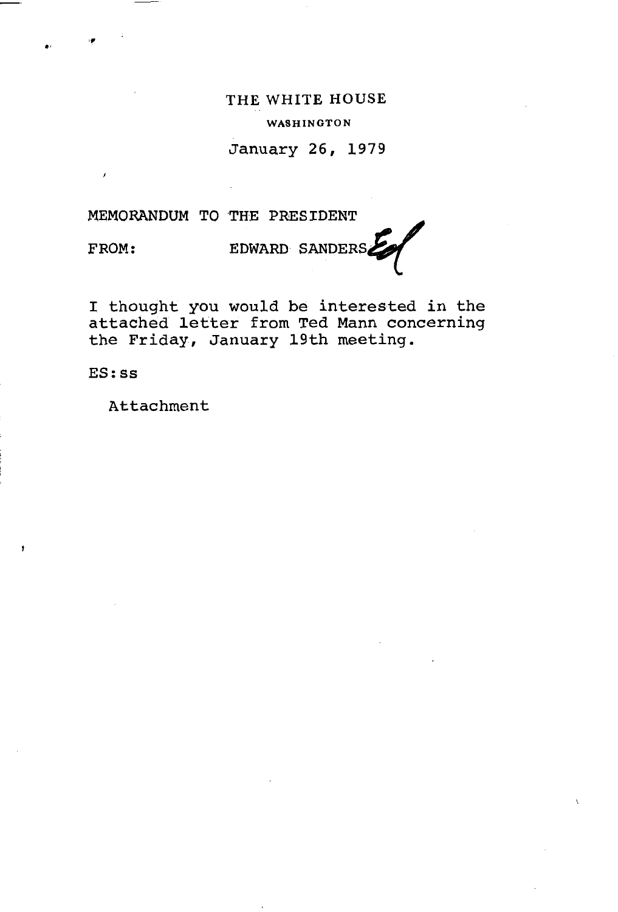THE WHITE HOUSE

WASHINGTON

January 26, 1979

MEMORANDUM TO THE PRESIDENT

FROM: EDWARD SANDERS

I thought you would be interested in the attached letter from Ted Mann concerning the Friday, January 19th meeting.

ES:ss

Attachment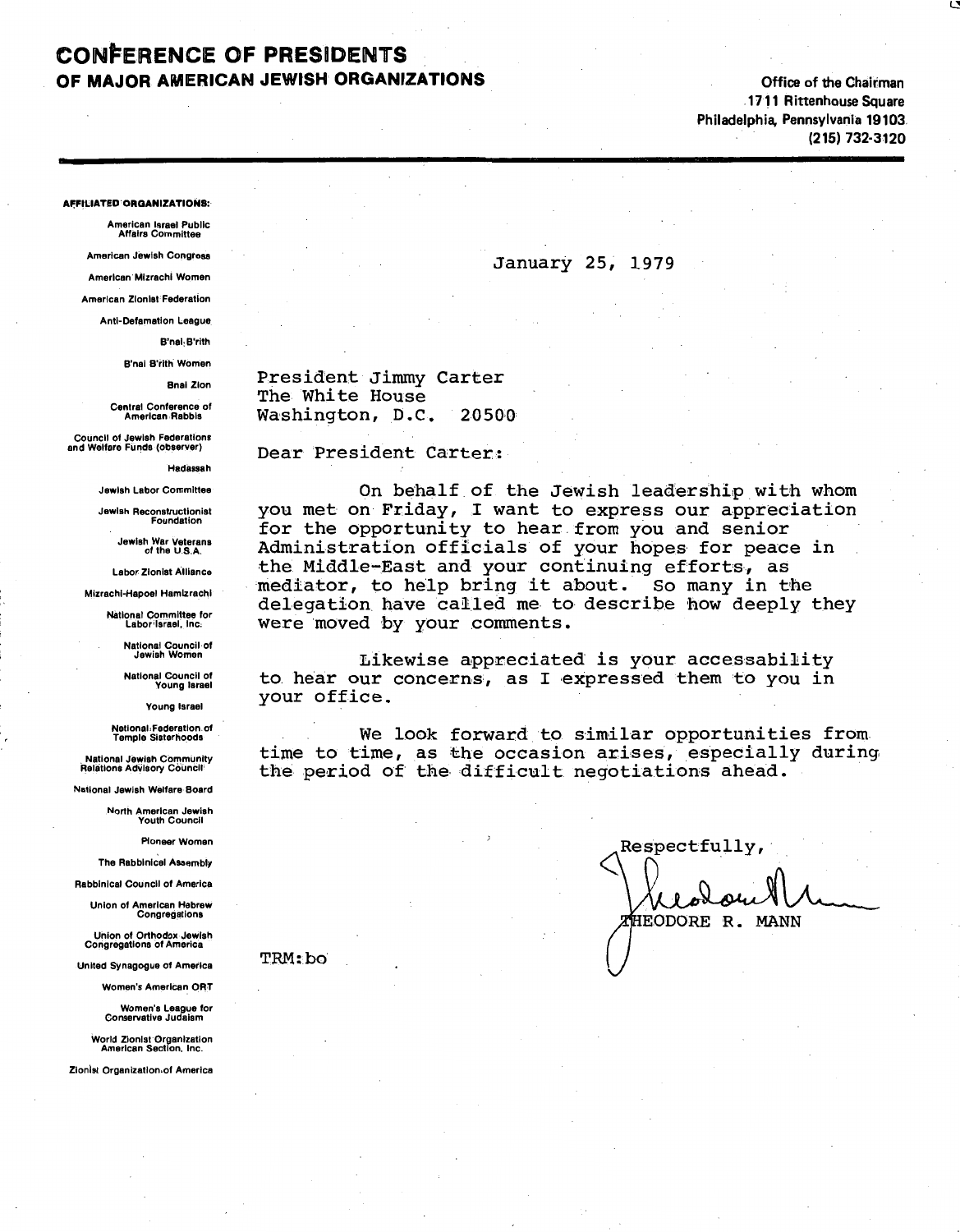# CONFERENCE OF PRESIDENTS
## OF MAJOR AMERICAN JEWISH ORGANIZATIONS

Office of the Chairman
1711 Rittenhouse Square
Philadelphia, Pennsylvania 19103
(215) 732-3120

**AFFILIATED ORGANIZATIONS:**

American Israel Public Affairs Committee
American Jewish Congress
American Mizrachi Women
American Zionist Federation
Anti-Defamation League
B'nai B'rith
B'nai B'rith Women
Bnai Zion
Central Conference of American Rabbis
Council of Jewish Federations and Welfare Funds (observer)
Hadassah
Jewish Labor Committee
Jewish Reconstructionist Foundation
Jewish War Veterans of the U.S.A.
Labor Zionist Alliance
Mizrachi-Hapoel Hamizrachi
National Committee for Labor Israel, Inc.
National Council of Jewish Women
National Council of Young Israel
Young Israel
National Federation of Temple Sisterhoods
National Jewish Community Relations Advisory Council
National Jewish Welfare Board
North American Jewish Youth Council
Pioneer Women
The Rabbinical Assembly
Rabbinical Council of America
Union of American Hebrew Congregations
Union of Orthodox Jewish Congregations of America
United Synagogue of America
Women's American ORT
Women's League for Conservative Judaism
World Zionist Organization American Section, Inc.
Zionist Organization of America

January 25, 1979

President Jimmy Carter
The White House
Washington, D.C. 20500

Dear President Carter:

On behalf of the Jewish leadership with whom you met on Friday, I want to express our appreciation for the opportunity to hear from you and senior Administration officials of your hopes for peace in the Middle-East and your continuing efforts, as mediator, to help bring it about. So many in the delegation have called me to describe how deeply they were moved by your comments.

Likewise appreciated is your accessability to hear our concerns, as I expressed them to you in your office.

We look forward to similar opportunities from time to time, as the occasion arises, especially during the period of the difficult negotiations ahead.

Respectfully,

THEODORE R. MANN

TRM:bo